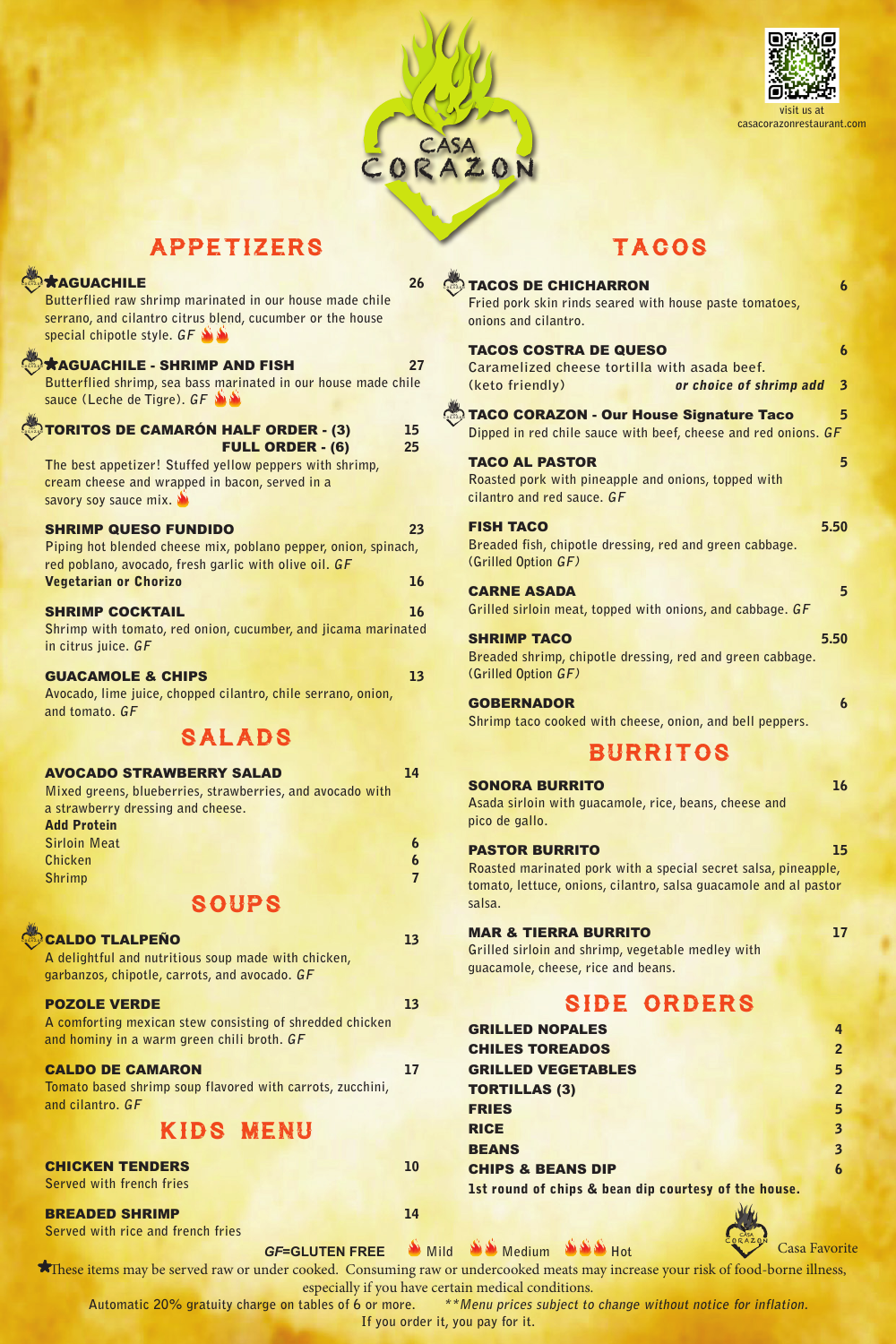# CASA CORAZON

visit us at casacorazonrestaurant.com

## APPETIZERS

**★AGUACHILE** — 26
Butterflied raw shrimp marinated in our house made chile serrano, and cilantro citrus blend, cucumber or the house special chipotle style. *GF* 🔥🔥

**★AGUACHILE - SHRIMP AND FISH** — 27
Butterflied shrimp, sea bass marinated in our house made chile sauce (Leche de Tigre). *GF* 🔥🔥

**TORITOS DE CAMARÓN HALF ORDER - (3)** — 15
**FULL ORDER - (6)** — 25
The best appetizer! Stuffed yellow peppers with shrimp, cream cheese and wrapped in bacon, served in a savory soy sauce mix. 🔥

**SHRIMP QUESO FUNDIDO** — 23
Piping hot blended cheese mix, poblano pepper, onion, spinach, red poblano, avocado, fresh garlic with olive oil. *GF*
**Vegetarian or Chorizo** — 16

**SHRIMP COCKTAIL** — 16
Shrimp with tomato, red onion, cucumber, and jicama marinated in citrus juice. *GF*

**GUACAMOLE & CHIPS** — 13
Avocado, lime juice, chopped cilantro, chile serrano, onion, and tomato. *GF*

## SALADS

**AVOCADO STRAWBERRY SALAD** — 14
Mixed greens, blueberries, strawberries, and avocado with a strawberry dressing and cheese.

**Add Protein**
- Sirloin Meat — 6
- Chicken — 6
- Shrimp — 7

## SOUPS

**CALDO TLALPEÑO** — 13
A delightful and nutritious soup made with chicken, garbanzos, chipotle, carrots, and avocado. *GF*

**POZOLE VERDE** — 13
A comforting mexican stew consisting of shredded chicken and hominy in a warm green chili broth. *GF*

**CALDO DE CAMARON** — 17
Tomato based shrimp soup flavored with carrots, zucchini, and cilantro. *GF*

## KIDS MENU

**CHICKEN TENDERS** — 10
Served with french fries

**BREADED SHRIMP** — 14
Served with rice and french fries

## TACOS

**TACOS DE CHICHARRON** — 6
Fried pork skin rinds seared with house paste tomatoes, onions and cilantro.

**TACOS COSTRA DE QUESO** — 6
Caramelized cheese tortilla with asada beef.
(keto friendly) ***or choice of shrimp add*** — 3

**TACO CORAZON - Our House Signature Taco** — 5
Dipped in red chile sauce with beef, cheese and red onions. *GF*

**TACO AL PASTOR** — 5
Roasted pork with pineapple and onions, topped with cilantro and red sauce. *GF*

**FISH TACO** — 5.50
Breaded fish, chipotle dressing, red and green cabbage. (Grilled Option *GF*)

**CARNE ASADA** — 5
Grilled sirloin meat, topped with onions, and cabbage. *GF*

**SHRIMP TACO** — 5.50
Breaded shrimp, chipotle dressing, red and green cabbage. (Grilled Option *GF*)

**GOBERNADOR** — 6
Shrimp taco cooked with cheese, onion, and bell peppers.

## BURRITOS

**SONORA BURRITO** — 16
Asada sirloin with guacamole, rice, beans, cheese and pico de gallo.

**PASTOR BURRITO** — 15
Roasted marinated pork with a special secret salsa, pineapple, tomato, lettuce, onions, cilantro, salsa guacamole and al pastor salsa.

**MAR & TIERRA BURRITO** — 17
Grilled sirloin and shrimp, vegetable medley with guacamole, cheese, rice and beans.

## SIDE ORDERS

| Item | Price |
|---|---|
| **GRILLED NOPALES** | 4 |
| **CHILES TOREADOS** | 2 |
| **GRILLED VEGETABLES** | 5 |
| **TORTILLAS (3)** | 2 |
| **FRIES** | 5 |
| **RICE** | 3 |
| **BEANS** | 3 |
| **CHIPS & BEANS DIP** | 6 |

**1st round of chips & bean dip courtesy of the house.**

***GF*=GLUTEN FREE** 🔥 Mild 🔥🔥 Medium 🔥🔥🔥 Hot — Casa Favorite

★These items may be served raw or under cooked. Consuming raw or undercooked meats may increase your risk of food-borne illness, especially if you have certain medical conditions.

Automatic 20% gratuity charge on tables of 6 or more. ***Menu prices subject to change without notice for inflation.*

If you order it, you pay for it.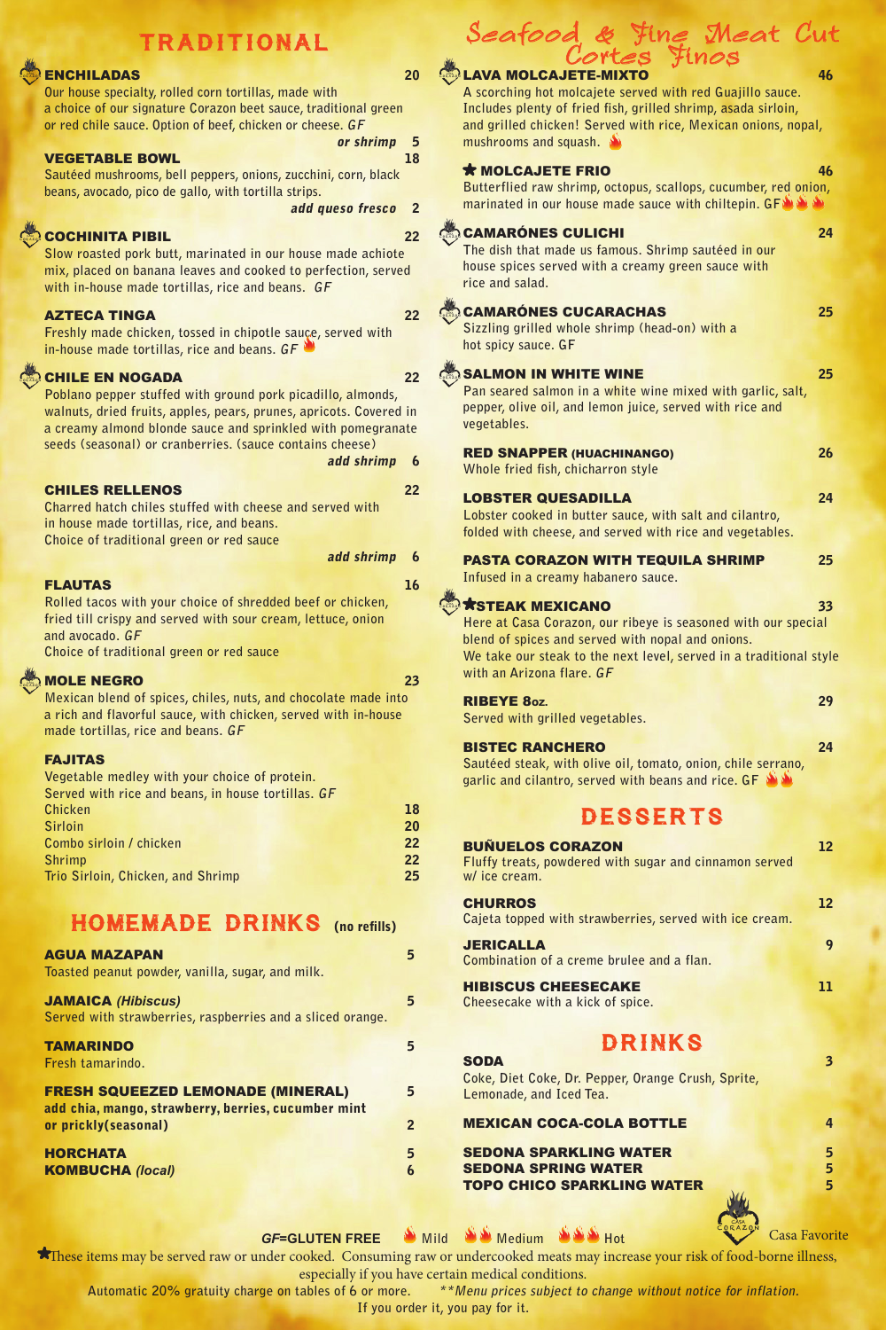## TRADITIONAL

**ENCHILADAS** 20
Our house specialty, rolled corn tortillas, made with a choice of our signature Corazon beet sauce, traditional green or red chile sauce. Option of beef, chicken or cheese. *GF*
*or shrimp* 5

**VEGETABLE BOWL** 18
Sautéed mushrooms, bell peppers, onions, zucchini, corn, black beans, avocado, pico de gallo, with tortilla strips.
*add queso fresco* 2

**COCHINITA PIBIL** 22
Slow roasted pork butt, marinated in our house made achiote mix, placed on banana leaves and cooked to perfection, served with in-house made tortillas, rice and beans. *GF*

**AZTECA TINGA** 22
Freshly made chicken, tossed in chipotle sauce, served with in-house made tortillas, rice and beans. *GF*

**CHILE EN NOGADA** 22
Poblano pepper stuffed with ground pork picadillo, almonds, walnuts, dried fruits, apples, pears, prunes, apricots. Covered in a creamy almond blonde sauce and sprinkled with pomegranate seeds (seasonal) or cranberries. (sauce contains cheese)
*add shrimp* 6

**CHILES RELLENOS** 22
Charred hatch chiles stuffed with cheese and served with in house made tortillas, rice, and beans.
Choice of traditional green or red sauce
*add shrimp* 6

**FLAUTAS** 16
Rolled tacos with your choice of shredded beef or chicken, fried till crispy and served with sour cream, lettuce, onion and avocado. *GF*
Choice of traditional green or red sauce

**MOLE NEGRO** 23
Mexican blend of spices, chiles, nuts, and chocolate made into a rich and flavorful sauce, with chicken, served with in-house made tortillas, rice and beans. *GF*

**FAJITAS**
Vegetable medley with your choice of protein.
Served with rice and beans, in house tortillas. *GF*

| | |
|---|---|
| Chicken | 18 |
| Sirloin | 20 |
| Combo sirloin / chicken | 22 |
| Shrimp | 22 |
| Trio Sirloin, Chicken, and Shrimp | 25 |

## HOMEMADE DRINKS (no refills)

**AGUA MAZAPAN** 5
Toasted peanut powder, vanilla, sugar, and milk.

**JAMAICA *(Hibiscus)*** 5
Served with strawberries, raspberries and a sliced orange.

**TAMARINDO** 5
Fresh tamarindo.

**FRESH SQUEEZED LEMONADE (MINERAL)** 5
**add chia, mango, strawberry, berries, cucumber mint or prickly(seasonal)** 2

**HORCHATA** 5
**KOMBUCHA *(local)*** 6

## Seafood & Fine Meat Cut
## Cortes Finos

**LAVA MOLCAJETE-MIXTO** 46
A scorching hot molcajete served with red Guajillo sauce. Includes plenty of fried fish, grilled shrimp, asada sirloin, and grilled chicken! Served with rice, Mexican onions, nopal, mushrooms and squash.

**★ MOLCAJETE FRIO** 46
Butterflied raw shrimp, octopus, scallops, cucumber, red onion, marinated in our house made sauce with chiltepin. GF

**CAMARÓNES CULICHI** 24
The dish that made us famous. Shrimp sautéed in our house spices served with a creamy green sauce with rice and salad.

**CAMARÓNES CUCARACHAS** 25
Sizzling grilled whole shrimp (head-on) with a hot spicy sauce. GF

**SALMON IN WHITE WINE** 25
Pan seared salmon in a white wine mixed with garlic, salt, pepper, olive oil, and lemon juice, served with rice and vegetables.

**RED SNAPPER (HUACHINANGO)** 26
Whole fried fish, chicharron style

**LOBSTER QUESADILLA** 24
Lobster cooked in butter sauce, with salt and cilantro, folded with cheese, and served with rice and vegetables.

**PASTA CORAZON WITH TEQUILA SHRIMP** 25
Infused in a creamy habanero sauce.

**★STEAK MEXICANO** 33
Here at Casa Corazon, our ribeye is seasoned with our special blend of spices and served with nopal and onions.
We take our steak to the next level, served in a traditional style with an Arizona flare. *GF*

**RIBEYE 8oz.** 29
Served with grilled vegetables.

**BISTEC RANCHERO** 24
Sautéed steak, with olive oil, tomato, onion, chile serrano, garlic and cilantro, served with beans and rice. GF

## DESSERTS

**BUÑUELOS CORAZON** 12
Fluffy treats, powdered with sugar and cinnamon served w/ ice cream.

**CHURROS** 12
Cajeta topped with strawberries, served with ice cream.

**JERICALLA** 9
Combination of a creme brulee and a flan.

**HIBISCUS CHEESECAKE** 11
Cheesecake with a kick of spice.

## DRINKS

**SODA** 3
Coke, Diet Coke, Dr. Pepper, Orange Crush, Sprite, Lemonade, and Iced Tea.

**MEXICAN COCA-COLA BOTTLE** 4

**SEDONA SPARKLING WATER** 5
**SEDONA SPRING WATER** 5
**TOPO CHICO SPARKLING WATER** 5

*GF*=GLUTEN FREE Mild Medium Hot Casa Favorite

★These items may be served raw or under cooked. Consuming raw or undercooked meats may increase your risk of food-borne illness, especially if you have certain medical conditions.

Automatic 20% gratuity charge on tables of 6 or more. *\*\*Menu prices subject to change without notice for inflation.*

If you order it, you pay for it.